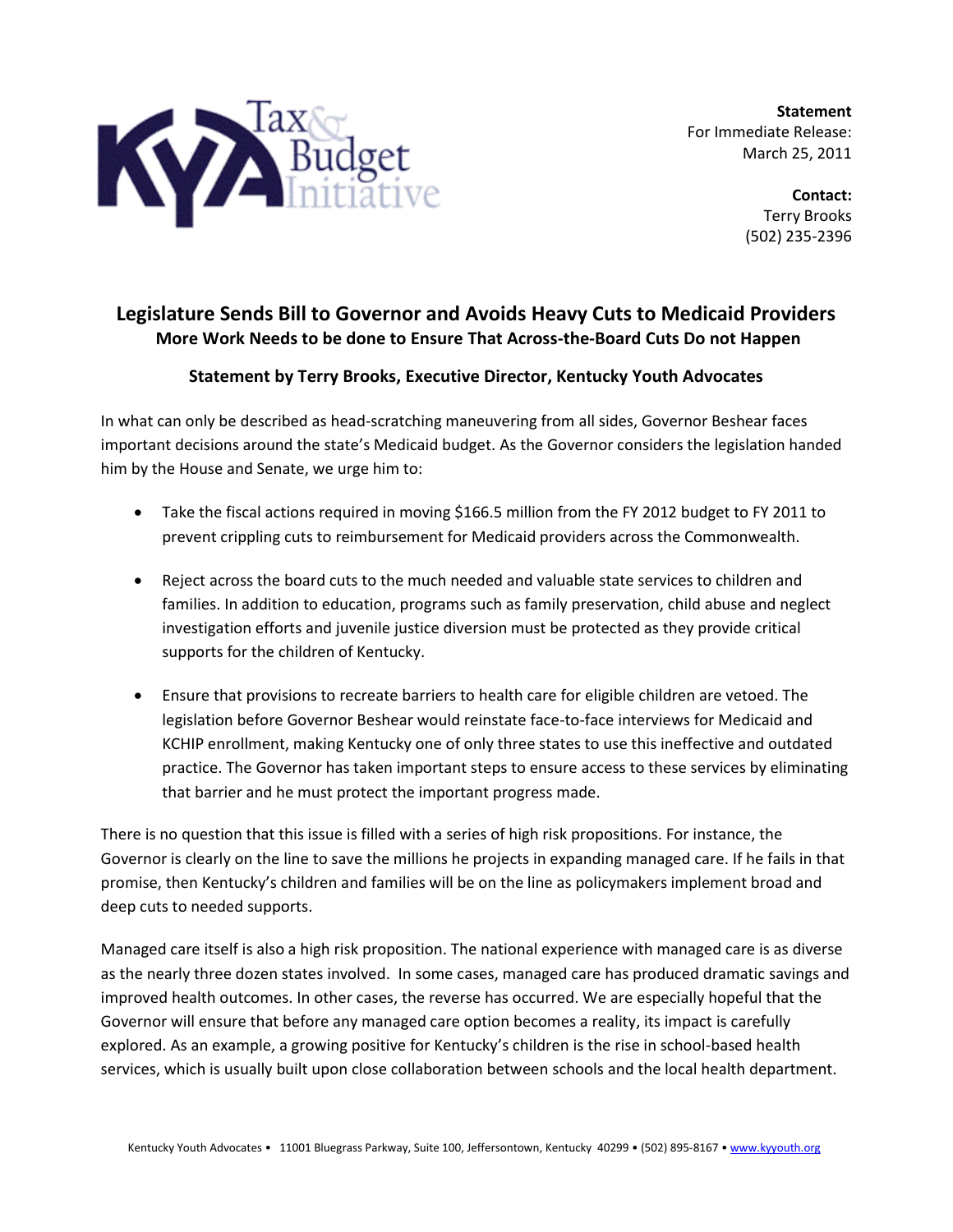**Statement**
For Immediate Release:
March 25, 2011

**Contact:**
Terry Brooks
(502) 235-2396

## Legislature Sends Bill to Governor and Avoids Heavy Cuts to Medicaid Providers

### More Work Needs to be done to Ensure That Across-the-Board Cuts Do not Happen

**Statement by Terry Brooks, Executive Director, Kentucky Youth Advocates**

In what can only be described as head-scratching maneuvering from all sides, Governor Beshear faces important decisions around the state's Medicaid budget. As the Governor considers the legislation handed him by the House and Senate, we urge him to:

- Take the fiscal actions required in moving $166.5 million from the FY 2012 budget to FY 2011 to prevent crippling cuts to reimbursement for Medicaid providers across the Commonwealth.
- Reject across the board cuts to the much needed and valuable state services to children and families. In addition to education, programs such as family preservation, child abuse and neglect investigation efforts and juvenile justice diversion must be protected as they provide critical supports for the children of Kentucky.
- Ensure that provisions to recreate barriers to health care for eligible children are vetoed. The legislation before Governor Beshear would reinstate face-to-face interviews for Medicaid and KCHIP enrollment, making Kentucky one of only three states to use this ineffective and outdated practice. The Governor has taken important steps to ensure access to these services by eliminating that barrier and he must protect the important progress made.

There is no question that this issue is filled with a series of high risk propositions. For instance, the Governor is clearly on the line to save the millions he projects in expanding managed care. If he fails in that promise, then Kentucky's children and families will be on the line as policymakers implement broad and deep cuts to needed supports.

Managed care itself is also a high risk proposition. The national experience with managed care is as diverse as the nearly three dozen states involved. In some cases, managed care has produced dramatic savings and improved health outcomes. In other cases, the reverse has occurred. We are especially hopeful that the Governor will ensure that before any managed care option becomes a reality, its impact is carefully explored. As an example, a growing positive for Kentucky's children is the rise in school-based health services, which is usually built upon close collaboration between schools and the local health department.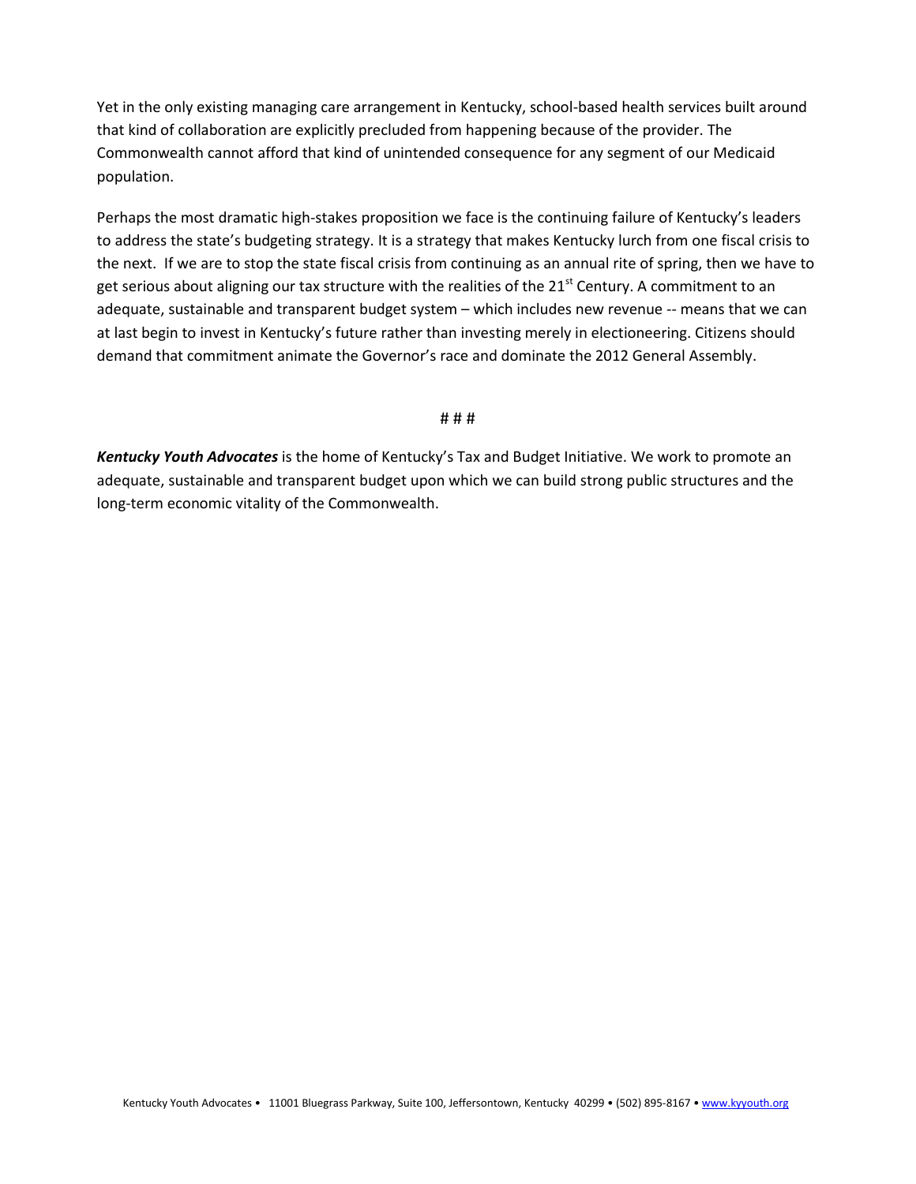Yet in the only existing managing care arrangement in Kentucky, school-based health services built around that kind of collaboration are explicitly precluded from happening because of the provider. The Commonwealth cannot afford that kind of unintended consequence for any segment of our Medicaid population.

Perhaps the most dramatic high-stakes proposition we face is the continuing failure of Kentucky's leaders to address the state's budgeting strategy. It is a strategy that makes Kentucky lurch from one fiscal crisis to the next. If we are to stop the state fiscal crisis from continuing as an annual rite of spring, then we have to get serious about aligning our tax structure with the realities of the 21st Century. A commitment to an adequate, sustainable and transparent budget system – which includes new revenue -- means that we can at last begin to invest in Kentucky's future rather than investing merely in electioneering. Citizens should demand that commitment animate the Governor's race and dominate the 2012 General Assembly.

# # #

***Kentucky Youth Advocates*** is the home of Kentucky's Tax and Budget Initiative. We work to promote an adequate, sustainable and transparent budget upon which we can build strong public structures and the long-term economic vitality of the Commonwealth.